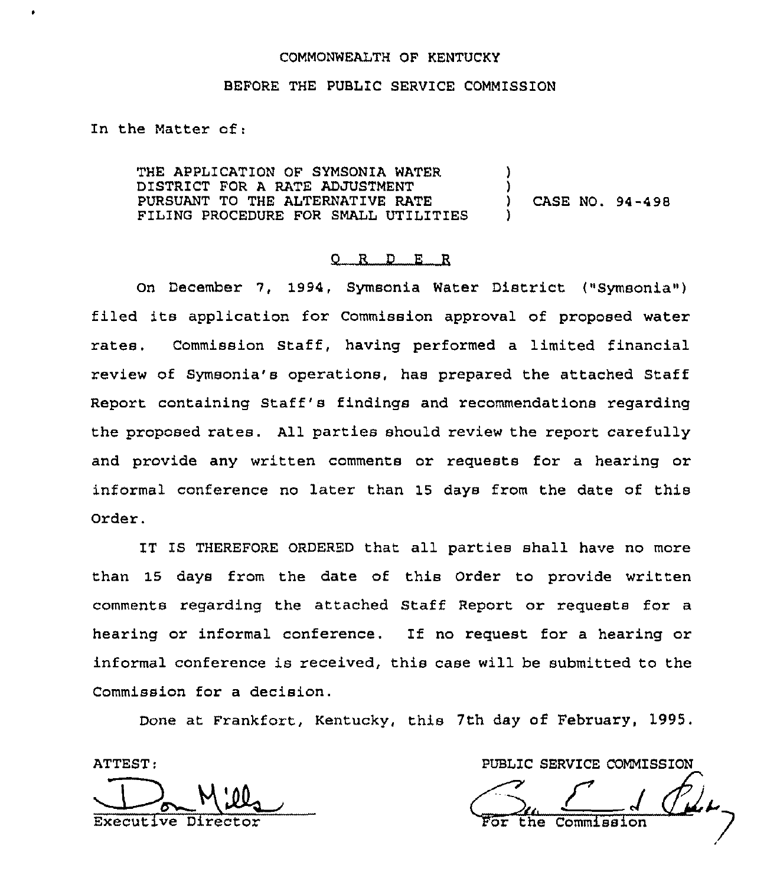COMMONWEALTH OF KENTUCKY

BEFORE THE PUBLIC SERVICE COMMISSION

In the Matter of:

| | | |
|---|---|---|
| THE APPLICATION OF SYMSONIA WATER DISTRICT FOR A RATE ADJUSTMENT PURSUANT TO THE ALTERNATIVE RATE FILING PROCEDURE FOR SMALL UTILITIES | ) | CASE NO. 94-498 |

## O R D E R

On December 7, 1994, Symsonia Water District ("Symsonia") filed its application for Commission approval of proposed water rates. Commission Staff, having performed a limited financial review of Symsonia's operations, has prepared the attached Staff Report containing Staff's findings and recommendations regarding the proposed rates. All parties should review the report carefully and provide any written comments or requests for a hearing or informal conference no later than 15 days from the date of this Order.

IT IS THEREFORE ORDERED that all parties shall have no more than 15 days from the date of this Order to provide written comments regarding the attached Staff Report or requests for a hearing or informal conference. If no request for a hearing or informal conference is received, this case will be submitted to the Commission for a decision.

Done at Frankfort, Kentucky, this 7th day of February, 1995.

ATTEST:

Executive Director

PUBLIC SERVICE COMMISSION

For the Commission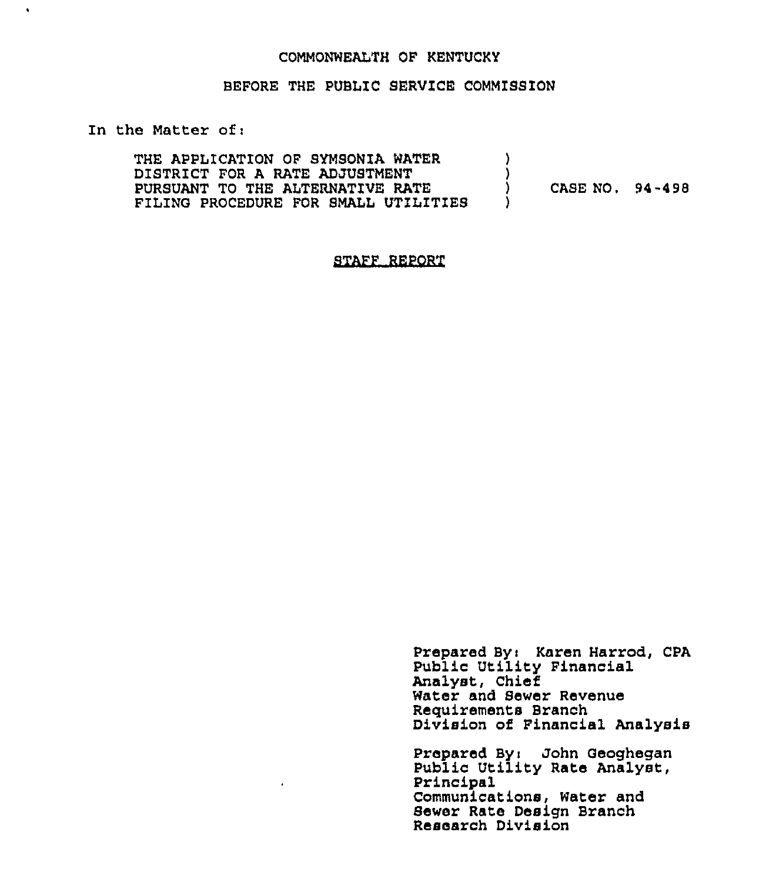COMMONWEALTH OF KENTUCKY

BEFORE THE PUBLIC SERVICE COMMISSION

In the Matter of:

THE APPLICATION OF SYMSONIA WATER DISTRICT FOR A RATE ADJUSTMENT PURSUANT TO THE ALTERNATIVE RATE FILING PROCEDURE FOR SMALL UTILITIES ) CASE NO. 94-498

## STAFF REPORT

Prepared By: Karen Harrod, CPA
Public Utility Financial Analyst, Chief
Water and Sewer Revenue Requirements Branch
Division of Financial Analysis

Prepared By: John Geoghegan
Public Utility Rate Analyst, Principal
Communications, Water and Sewer Rate Design Branch
Research Division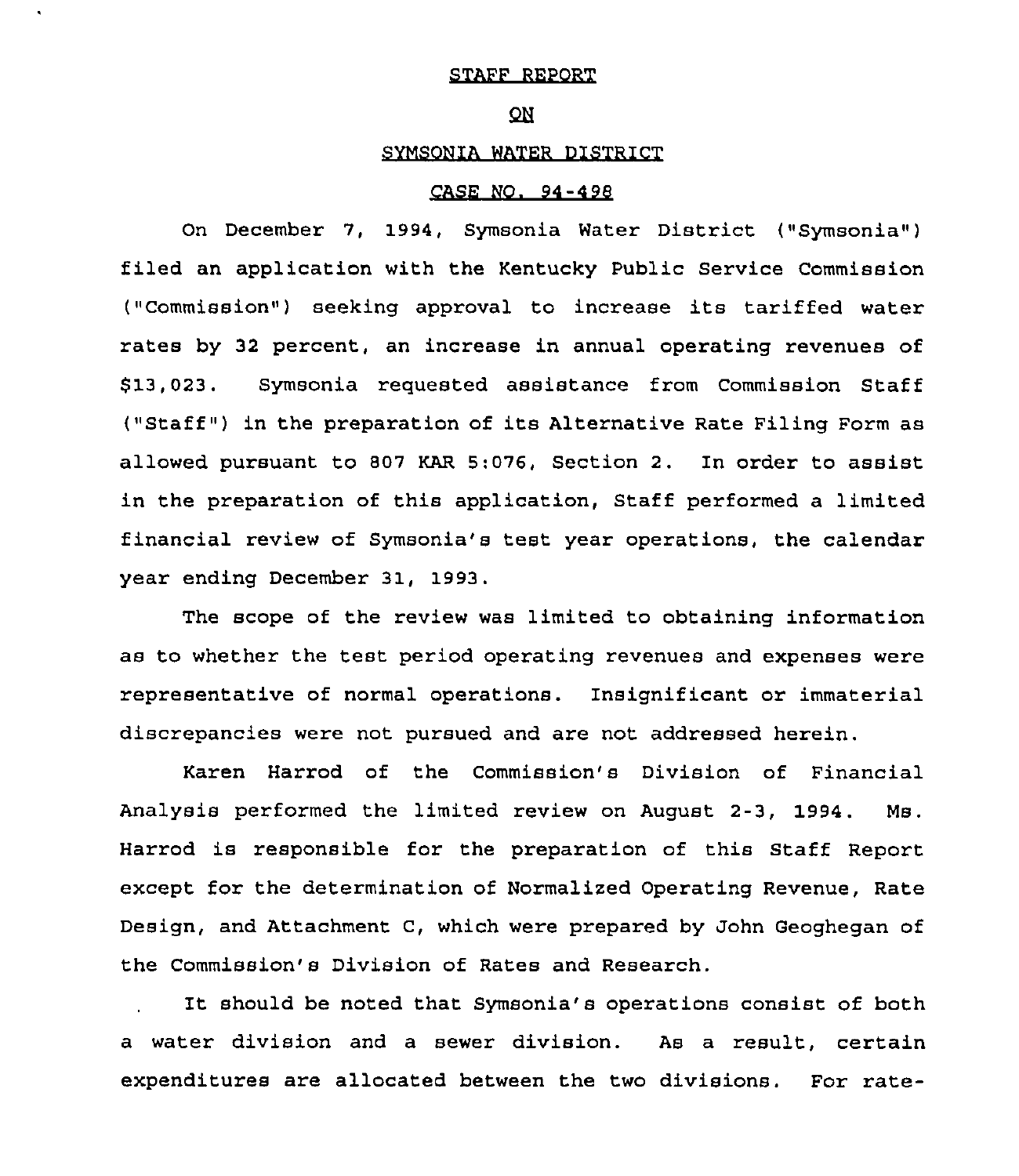STAFF REPORT

ON

SYMSONIA WATER DISTRICT

CASE NO. 94-498

On December 7, 1994, Symsonia Water District ("Symsonia") filed an application with the Kentucky Public Service Commission ("Commission") seeking approval to increase its tariffed water rates by 32 percent, an increase in annual operating revenues of $13,023. Symsonia requested assistance from Commission Staff ("Staff") in the preparation of its Alternative Rate Filing Form as allowed pursuant to 807 KAR 5:076, Section 2. In order to assist in the preparation of this application, Staff performed a limited financial review of Symsonia's test year operations, the calendar year ending December 31, 1993.

The scope of the review was limited to obtaining information as to whether the test period operating revenues and expenses were representative of normal operations. Insignificant or immaterial discrepancies were not pursued and are not addressed herein.

Karen Harrod of the Commission's Division of Financial Analysis performed the limited review on August 2-3, 1994. Ms. Harrod is responsible for the preparation of this Staff Report except for the determination of Normalized Operating Revenue, Rate Design, and Attachment C, which were prepared by John Geoghegan of the Commission's Division of Rates and Research.

It should be noted that Symsonia's operations consist of both a water division and a sewer division. As a result, certain expenditures are allocated between the two divisions. For rate-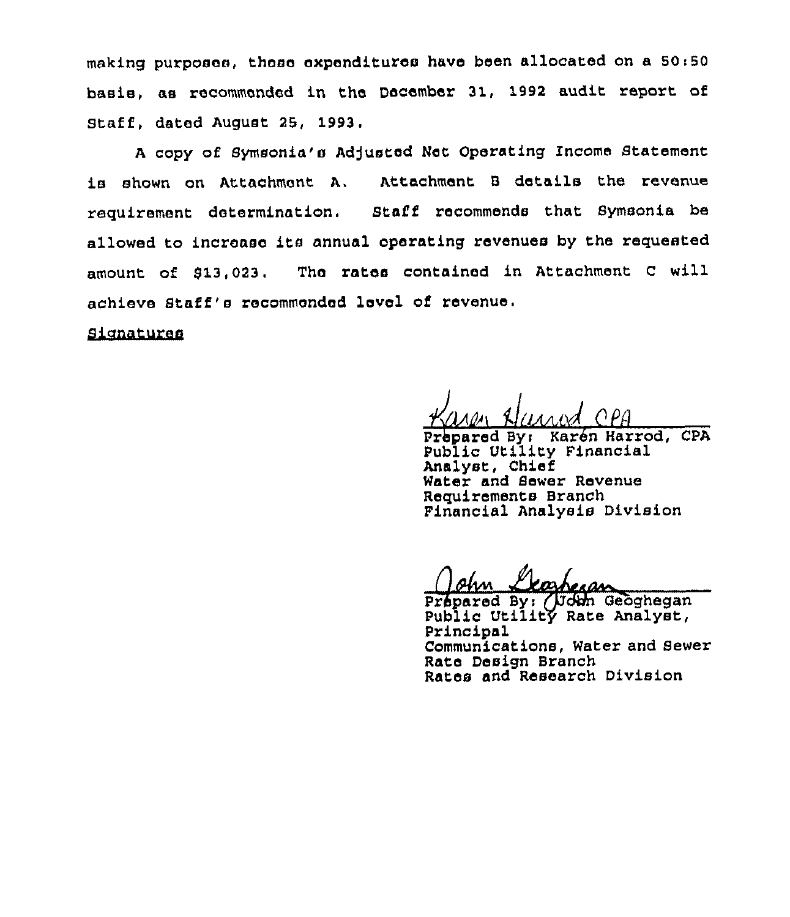making purposes, these expenditures have been allocated on a 50:50 basis, as recommended in the December 31, 1992 audit report of Staff, dated August 25, 1993.

A copy of Symsonia's Adjusted Net Operating Income Statement is shown on Attachment A. Attachment B details the revenue requirement determination. Staff recommends that Symsonia be allowed to increase its annual operating revenues by the requested amount of $13,023. The rates contained in Attachment C will achieve Staff's recommended level of revenue.

Signatures

Karen Harrod CPA
Prepared By: Karen Harrod, CPA
Public Utility Financial Analyst, Chief
Water and Sewer Revenue Requirements Branch
Financial Analysis Division

John Geoghegan
Prepared By: John Geoghegan
Public Utility Rate Analyst, Principal
Communications, Water and Sewer Rate Design Branch
Rates and Research Division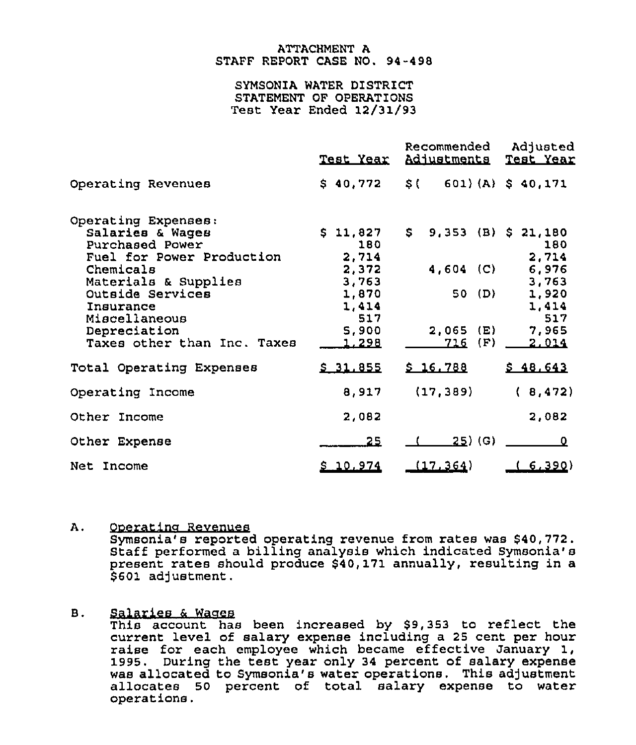ATTACHMENT A
STAFF REPORT CASE NO. 94-498

SYMSONIA WATER DISTRICT
STATEMENT OF OPERATIONS
Test Year Ended 12/31/93

| | Test Year | Recommended Adjustments | Adjusted Test Year |
|---|---|---|---|
| Operating Revenues | $ 40,772 | $( 601) (A) | $ 40,171 |
| Operating Expenses: | | | |
| Salaries & Wages | $ 11,827 | $ 9,353 (B) | $ 21,180 |
| Purchased Power | 180 | | 180 |
| Fuel for Power Production | 2,714 | | 2,714 |
| Chemicals | 2,372 | 4,604 (C) | 6,976 |
| Materials & Supplies | 3,763 | | 3,763 |
| Outside Services | 1,870 | 50 (D) | 1,920 |
| Insurance | 1,414 | | 1,414 |
| Miscellaneous | 517 | | 517 |
| Depreciation | 5,900 | 2,065 (E) | 7,965 |
| Taxes other than Inc. Taxes | 1,298 | 716 (F) | 2,014 |
| Total Operating Expenses | $ 31,855 | $ 16,788 | $ 48,643 |
| Operating Income | 8,917 | (17,389) | ( 8,472) |
| Other Income | 2,082 | | 2,082 |
| Other Expense | 25 | ( 25) (G) | 0 |
| Net Income | $ 10,974 | (17,364) | ( 6,390) |

A. Operating Revenues
Symsonia's reported operating revenue from rates was $40,772. Staff performed a billing analysis which indicated Symsonia's present rates should produce $40,171 annually, resulting in a $601 adjustment.

B. Salaries & Wages
This account has been increased by $9,353 to reflect the current level of salary expense including a 25 cent per hour raise for each employee which became effective January 1, 1995. During the test year only 34 percent of salary expense was allocated to Symsonia's water operations. This adjustment allocates 50 percent of total salary expense to water operations.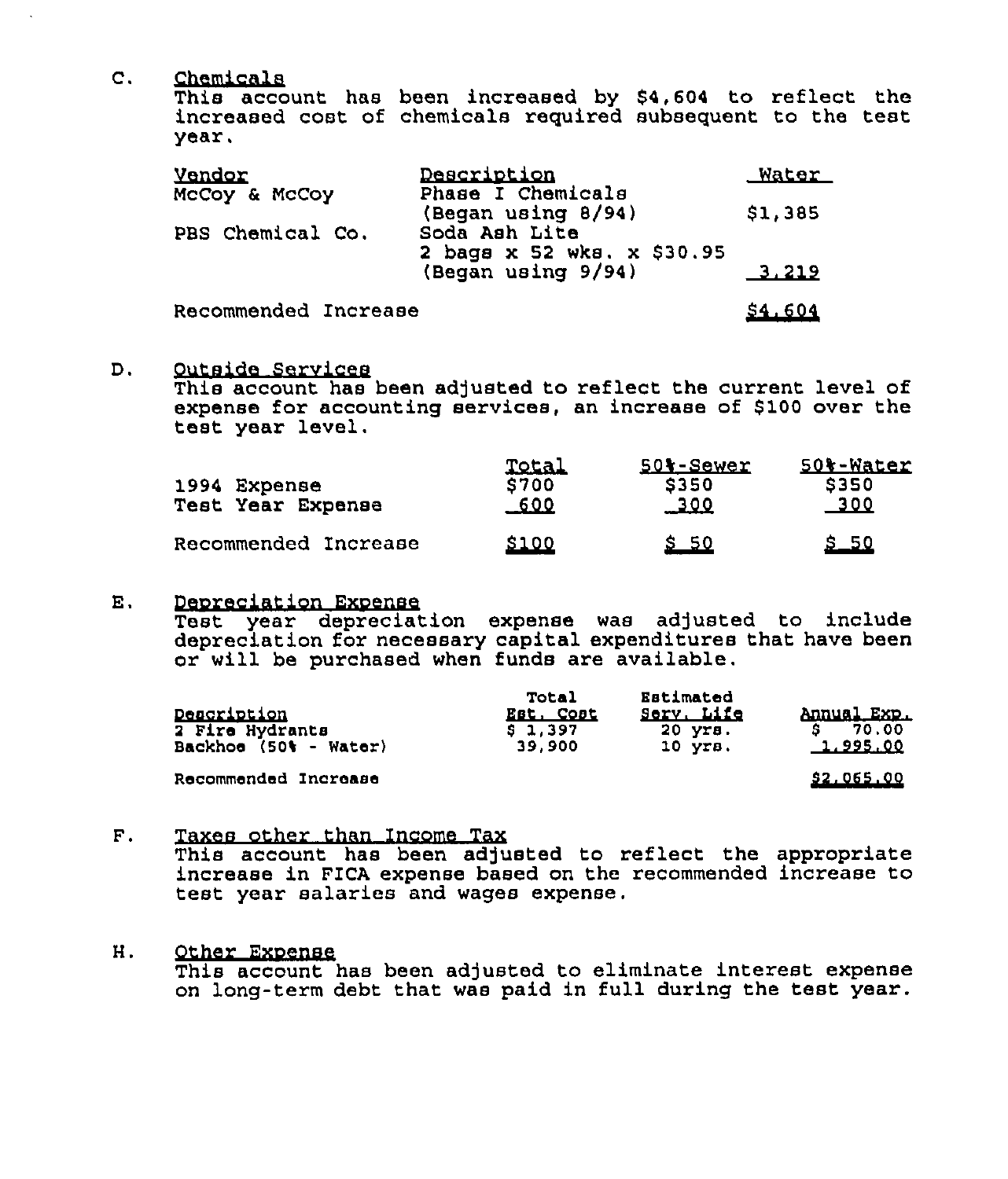C. <u>Chemicals</u>
This account has been increased by $4,604 to reflect the increased cost of chemicals required subsequent to the test year.

| Vendor | Description | Water |
|---|---|---|
| McCoy & McCoy | Phase I Chemicals (Began using 8/94) | $1,385 |
| PBS Chemical Co. | Soda Ash Lite 2 bags x 52 wks. x $30.95 (Began using 9/94) | 3,219 |
| Recommended Increase | | $4,604 |

D. <u>Outside Services</u>
This account has been adjusted to reflect the current level of expense for accounting services, an increase of $100 over the test year level.

| | Total | 50%-Sewer | 50%-Water |
|---|---|---|---|
| 1994 Expense | $700 | $350 | $350 |
| Test Year Expense | 600 | 300 | 300 |
| Recommended Increase | $100 | $ 50 | $ 50 |

E. <u>Depreciation Expense</u>
Test year depreciation expense was adjusted to include depreciation for necessary capital expenditures that have been or will be purchased when funds are available.

| Description | Total Est. Cost | Estimated Serv. Life | Annual Exp. |
|---|---|---|---|
| 2 Fire Hydrants | $ 1,397 | 20 yrs. | $ 70.00 |
| Backhoe (50% - Water) | 39,900 | 10 yrs. | 1,995.00 |
| Recommended Increase | | | $2,065.00 |

F. <u>Taxes other than Income Tax</u>
This account has been adjusted to reflect the appropriate increase in FICA expense based on the recommended increase to test year salaries and wages expense.

H. <u>Other Expense</u>
This account has been adjusted to eliminate interest expense on long-term debt that was paid in full during the test year.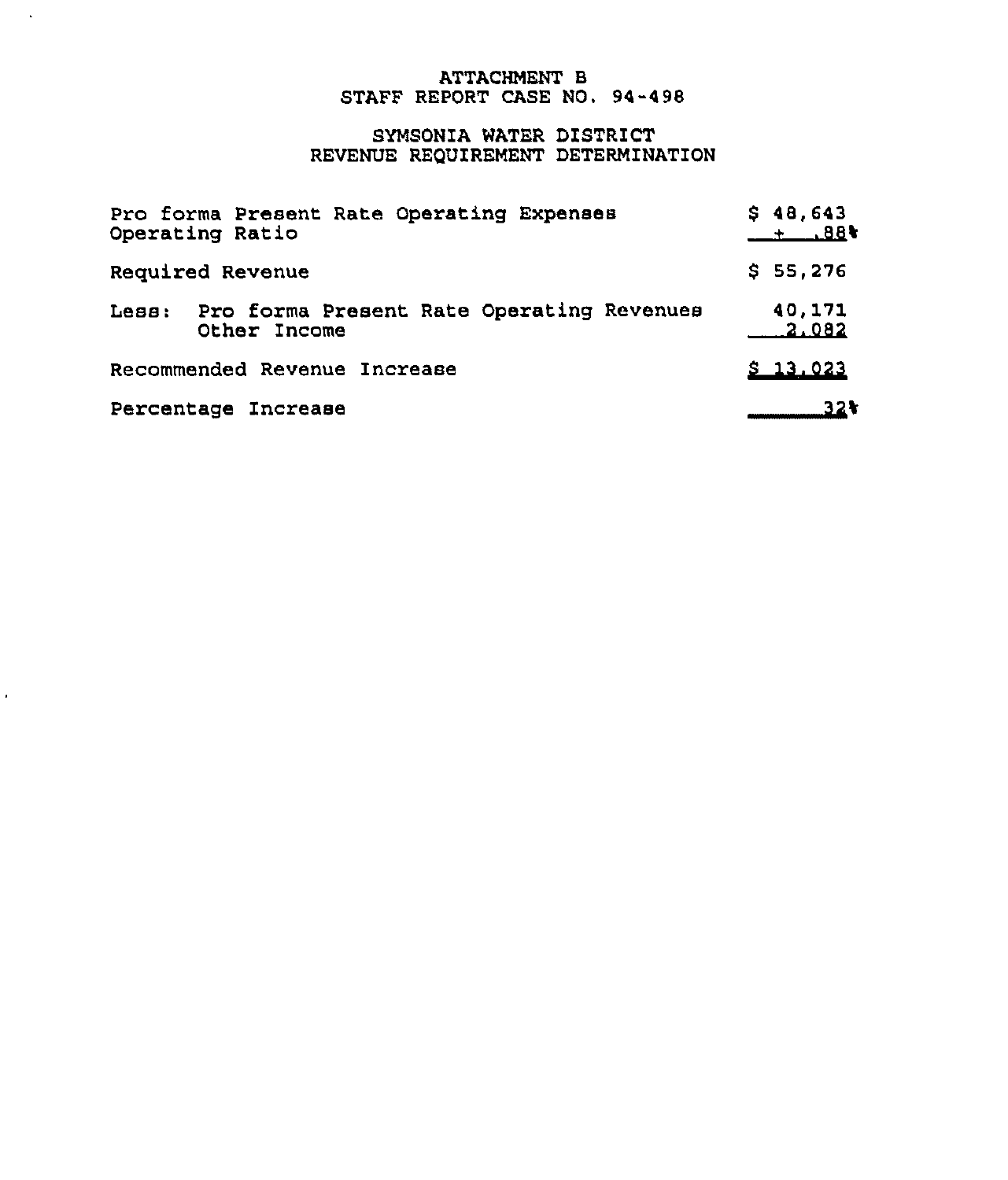# ATTACHMENT B
# STAFF REPORT CASE NO. 94-498

## SYMSONIA WATER DISTRICT
## REVENUE REQUIREMENT DETERMINATION

| | |
|---|---|
| Pro forma Present Rate Operating Expenses | $ 48,643 |
| Operating Ratio | ÷ .88% |
| Required Revenue | $ 55,276 |
| Less: Pro forma Present Rate Operating Revenues | 40,171 |
| Other Income | 2,082 |
| Recommended Revenue Increase | $ 13,023 |
| Percentage Increase | 32% |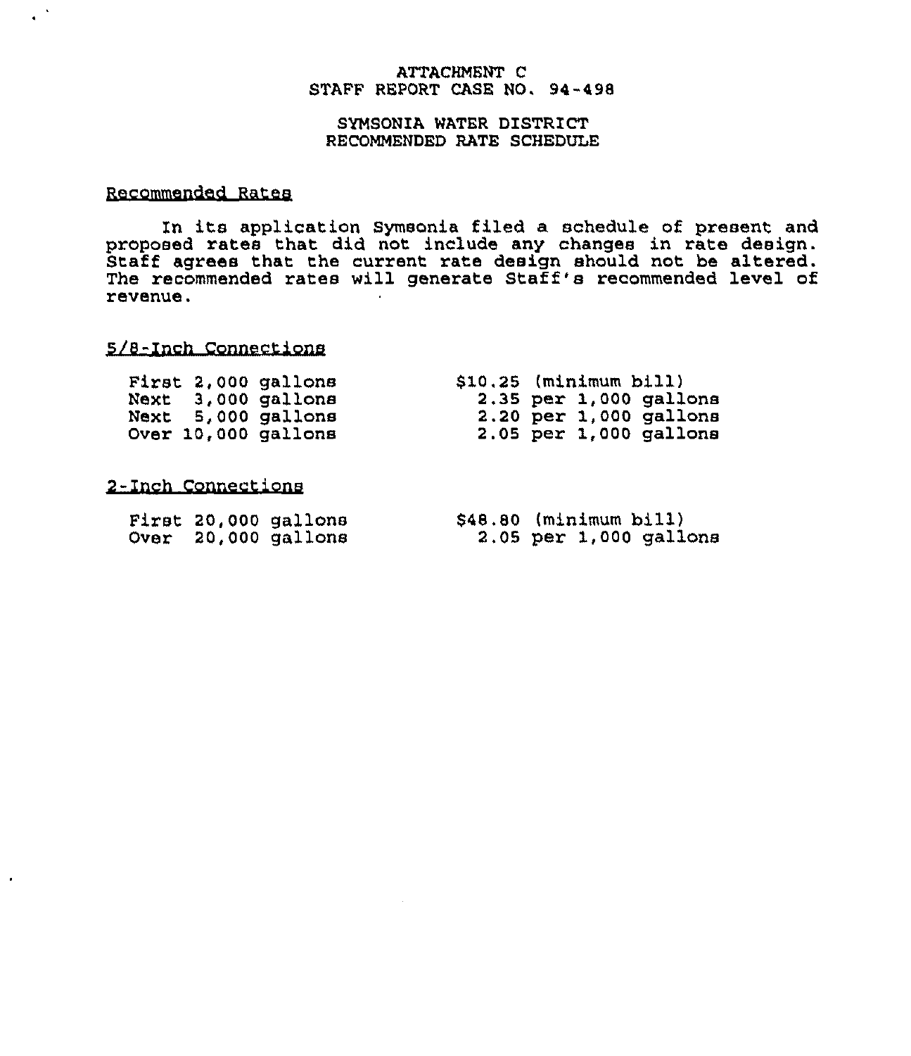ATTACHMENT C
STAFF REPORT CASE NO. 94-498

SYMSONIA WATER DISTRICT
RECOMMENDED RATE SCHEDULE

## Recommended Rates

In its application Symsonia filed a schedule of present and proposed rates that did not include any changes in rate design. Staff agrees that the current rate design should not be altered. The recommended rates will generate Staff's recommended level of revenue.

### 5/8-Inch Connections

| | |
|---|---|
| First 2,000 gallons | $10.25 (minimum bill) |
| Next 3,000 gallons | 2.35 per 1,000 gallons |
| Next 5,000 gallons | 2.20 per 1,000 gallons |
| Over 10,000 gallons | 2.05 per 1,000 gallons |

### 2-Inch Connections

| | |
|---|---|
| First 20,000 gallons | $48.80 (minimum bill) |
| Over 20,000 gallons | 2.05 per 1,000 gallons |